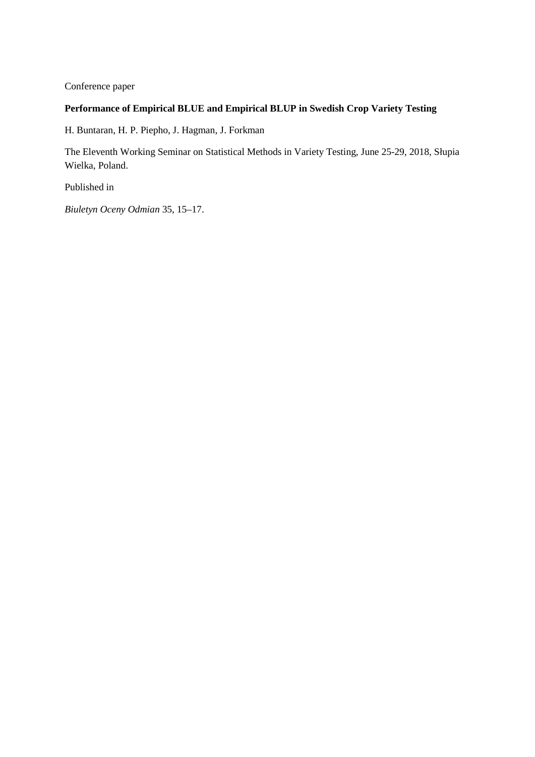Conference paper

**Performance of Empirical BLUE and Empirical BLUP in Swedish Crop Variety Testing**

H. Buntaran, H. P. Piepho, J. Hagman, J. Forkman

The Eleventh Working Seminar on Statistical Methods in Variety Testing, June 25-29, 2018, Słupia Wielka, Poland.

Published in

*Biuletyn Oceny Odmian* 35, 15–17.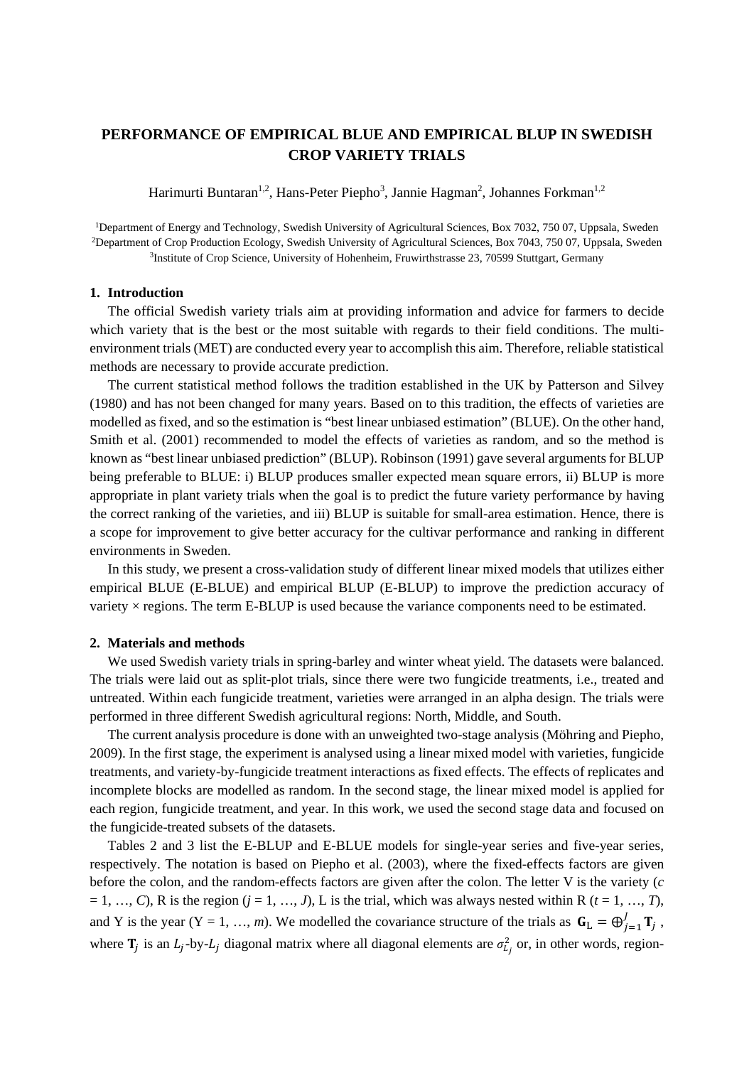# PERFORMANCE OF EMPIRICAL BLUE AND EMPIRICAL BLUP IN SWEDISH CROP VARIETY TRIALS

Harimurti Buntaran[1,2], Hans-Peter Piepho[3], Jannie Hagman[2], Johannes Forkman[1,2]

[1]Department of Energy and Technology, Swedish University of Agricultural Sciences, Box 7032, 750 07, Uppsala, Sweden
[2]Department of Crop Production Ecology, Swedish University of Agricultural Sciences, Box 7043, 750 07, Uppsala, Sweden
[3]Institute of Crop Science, University of Hohenheim, Fruwirthstrasse 23, 70599 Stuttgart, Germany

## 1. Introduction

The official Swedish variety trials aim at providing information and advice for farmers to decide which variety that is the best or the most suitable with regards to their field conditions. The multi-environment trials (MET) are conducted every year to accomplish this aim. Therefore, reliable statistical methods are necessary to provide accurate prediction.

The current statistical method follows the tradition established in the UK by Patterson and Silvey (1980) and has not been changed for many years. Based on to this tradition, the effects of varieties are modelled as fixed, and so the estimation is "best linear unbiased estimation" (BLUE). On the other hand, Smith et al. (2001) recommended to model the effects of varieties as random, and so the method is known as "best linear unbiased prediction" (BLUP). Robinson (1991) gave several arguments for BLUP being preferable to BLUE: i) BLUP produces smaller expected mean square errors, ii) BLUP is more appropriate in plant variety trials when the goal is to predict the future variety performance by having the correct ranking of the varieties, and iii) BLUP is suitable for small-area estimation. Hence, there is a scope for improvement to give better accuracy for the cultivar performance and ranking in different environments in Sweden.

In this study, we present a cross-validation study of different linear mixed models that utilizes either empirical BLUE (E-BLUE) and empirical BLUP (E-BLUP) to improve the prediction accuracy of variety × regions. The term E-BLUP is used because the variance components need to be estimated.

## 2. Materials and methods

We used Swedish variety trials in spring-barley and winter wheat yield. The datasets were balanced. The trials were laid out as split-plot trials, since there were two fungicide treatments, i.e., treated and untreated. Within each fungicide treatment, varieties were arranged in an alpha design. The trials were performed in three different Swedish agricultural regions: North, Middle, and South.

The current analysis procedure is done with an unweighted two-stage analysis (Möhring and Piepho, 2009). In the first stage, the experiment is analysed using a linear mixed model with varieties, fungicide treatments, and variety-by-fungicide treatment interactions as fixed effects. The effects of replicates and incomplete blocks are modelled as random. In the second stage, the linear mixed model is applied for each region, fungicide treatment, and year. In this work, we used the second stage data and focused on the fungicide-treated subsets of the datasets.

Tables 2 and 3 list the E-BLUP and E-BLUE models for single-year series and five-year series, respectively. The notation is based on Piepho et al. (2003), where the fixed-effects factors are given before the colon, and the random-effects factors are given after the colon. The letter V is the variety ($c = 1, \ldots, C$), R is the region ($j = 1, \ldots, J$), L is the trial, which was always nested within R ($t = 1, \ldots, T$), and Y is the year ($Y = 1, \ldots, m$). We modelled the covariance structure of the trials as $\mathbf{G}_{\mathrm{L}} = \oplus_{j=1}^{J} \mathbf{T}_j$, where $\mathbf{T}_j$ is an $L_j$-by-$L_j$ diagonal matrix where all diagonal elements are $\sigma^2_{L_j}$ or, in other words, region-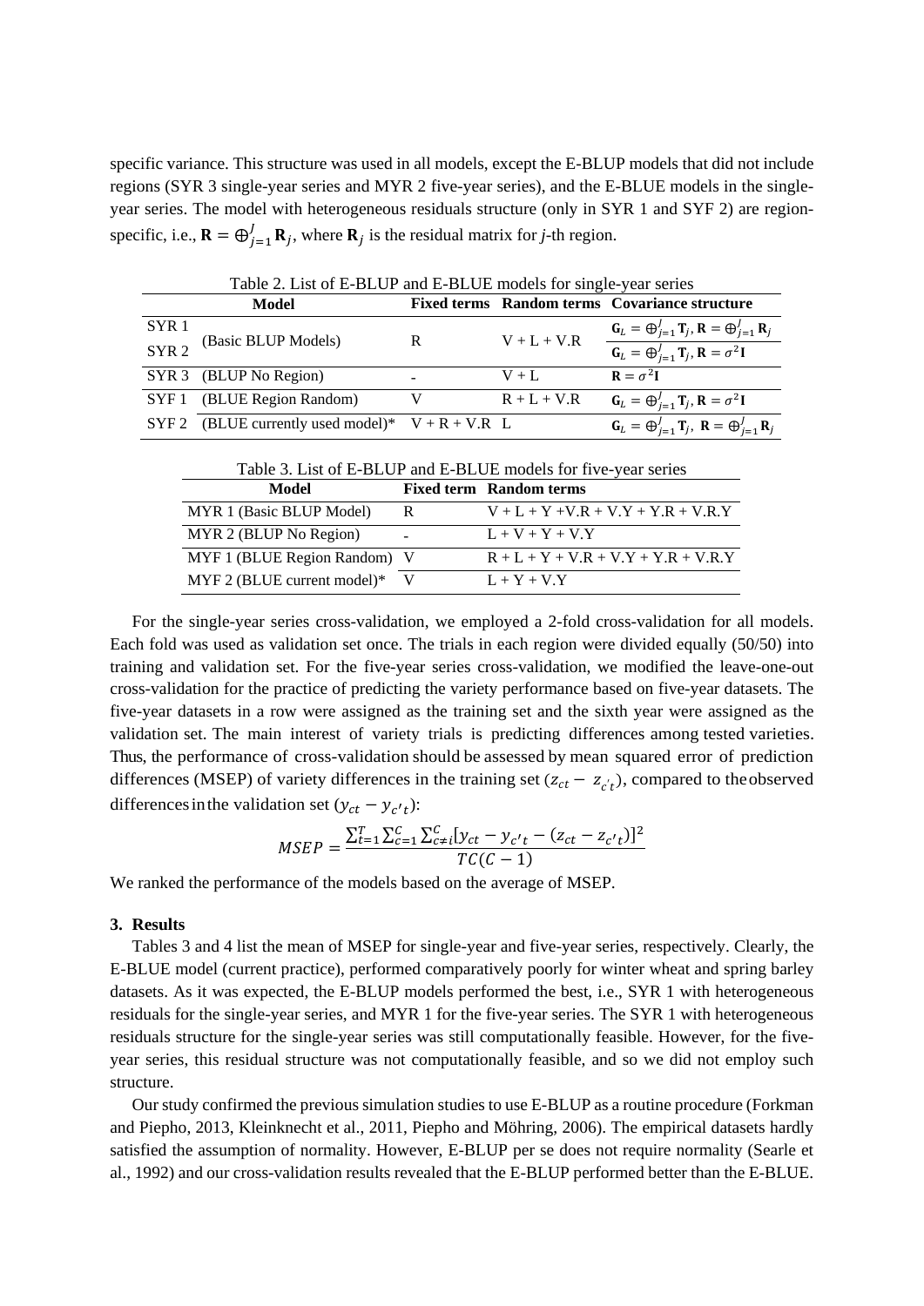specific variance. This structure was used in all models, except the E-BLUP models that did not include regions (SYR 3 single-year series and MYR 2 five-year series), and the E-BLUE models in the single-year series. The model with heterogeneous residuals structure (only in SYR 1 and SYF 2) are region-specific, i.e., $\mathbf{R} = \oplus_{j=1}^{J} \mathbf{R}_j$, where $\mathbf{R}_j$ is the residual matrix for *j*-th region.

Table 2. List of E-BLUP and E-BLUE models for single-year series

| Model | | Fixed terms | Random terms | Covariance structure |
|---|---|---|---|---|
| SYR 1 | (Basic BLUP Models) | R | V + L + V.R | $\mathbf{G}_L = \oplus_{j=1}^{J} \mathbf{T}_j, \mathbf{R} = \oplus_{j=1}^{J} \mathbf{R}_j$ |
| SYR 2 | | | | $\mathbf{G}_L = \oplus_{j=1}^{J} \mathbf{T}_j, \mathbf{R} = \sigma^2 \mathbf{I}$ |
| SYR 3 | (BLUP No Region) | - | V + L | $\mathbf{R} = \sigma^2 \mathbf{I}$ |
| SYF 1 | (BLUE Region Random) | V | R + L + V.R | $\mathbf{G}_L = \oplus_{j=1}^{J} \mathbf{T}_j, \mathbf{R} = \sigma^2 \mathbf{I}$ |
| SYF 2 | (BLUE currently used model)* | V + R + V.R | L | $\mathbf{G}_L = \oplus_{j=1}^{J} \mathbf{T}_j, \mathbf{R} = \oplus_{j=1}^{J} \mathbf{R}_j$ |

Table 3. List of E-BLUP and E-BLUE models for five-year series

| Model | Fixed term | Random terms |
|---|---|---|
| MYR 1 (Basic BLUP Model) | R | V + L + Y +V.R + V.Y + Y.R + V.R.Y |
| MYR 2 (BLUP No Region) | - | L + V + Y + V.Y |
| MYF 1 (BLUE Region Random) | V | R + L + Y + V.R + V.Y + Y.R + V.R.Y |
| MYF 2 (BLUE current model)* | V | L + Y + V.Y |

For the single-year series cross-validation, we employed a 2-fold cross-validation for all models. Each fold was used as validation set once. The trials in each region were divided equally (50/50) into training and validation set. For the five-year series cross-validation, we modified the leave-one-out cross-validation for the practice of predicting the variety performance based on five-year datasets. The five-year datasets in a row were assigned as the training set and the sixth year were assigned as the validation set. The main interest of variety trials is predicting differences among tested varieties. Thus, the performance of cross-validation should be assessed by mean squared error of prediction differences (MSEP) of variety differences in the training set ($z_{ct} - z_{c't}$), compared to the observed differences in the validation set ($y_{ct} - y_{c't}$):

$$MSEP = \frac{\sum_{t=1}^{T} \sum_{c=1}^{C} \sum_{c \neq i}^{C} [y_{ct} - y_{c't} - (z_{ct} - z_{c't})]^2}{TC(C-1)}$$

We ranked the performance of the models based on the average of MSEP.

## 3. Results

Tables 3 and 4 list the mean of MSEP for single-year and five-year series, respectively. Clearly, the E-BLUE model (current practice), performed comparatively poorly for winter wheat and spring barley datasets. As it was expected, the E-BLUP models performed the best, i.e., SYR 1 with heterogeneous residuals for the single-year series, and MYR 1 for the five-year series. The SYR 1 with heterogeneous residuals structure for the single-year series was still computationally feasible. However, for the five-year series, this residual structure was not computationally feasible, and so we did not employ such structure.

Our study confirmed the previous simulation studies to use E-BLUP as a routine procedure (Forkman and Piepho, 2013, Kleinknecht et al., 2011, Piepho and Möhring, 2006). The empirical datasets hardly satisfied the assumption of normality. However, E-BLUP per se does not require normality (Searle et al., 1992) and our cross-validation results revealed that the E-BLUP performed better than the E-BLUE.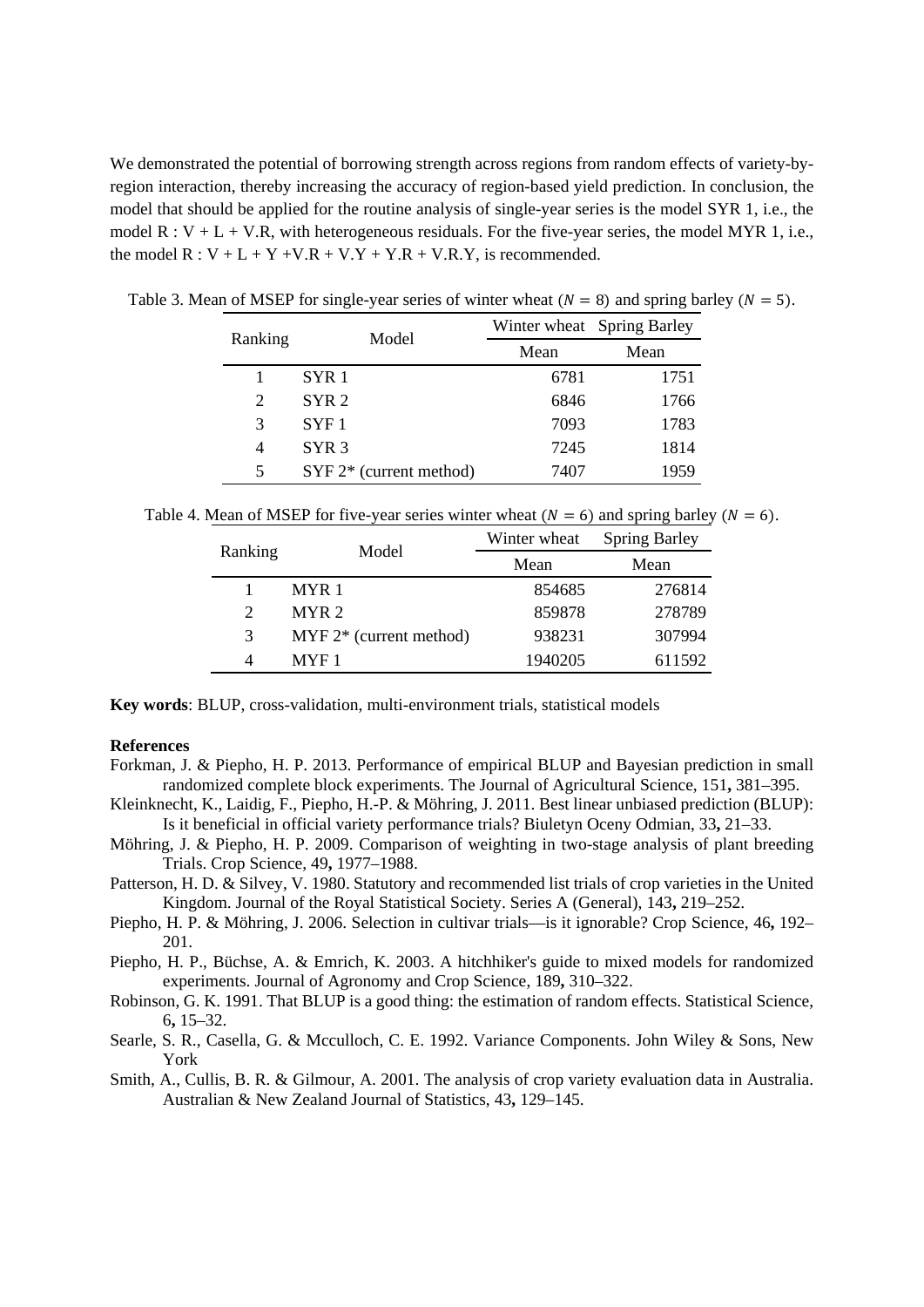We demonstrated the potential of borrowing strength across regions from random effects of variety-by-region interaction, thereby increasing the accuracy of region-based yield prediction. In conclusion, the model that should be applied for the routine analysis of single-year series is the model SYR 1, i.e., the model R : V + L + V.R, with heterogeneous residuals. For the five-year series, the model MYR 1, i.e., the model R : V + L + Y +V.R + V.Y + Y.R + V.R.Y, is recommended.

Table 3. Mean of MSEP for single-year series of winter wheat ($N = 8$) and spring barley ($N = 5$).

| Ranking | Model | Winter wheat | Spring Barley |
|---|---|---|---|
| | | Mean | Mean |
| 1 | SYR 1 | 6781 | 1751 |
| 2 | SYR 2 | 6846 | 1766 |
| 3 | SYF 1 | 7093 | 1783 |
| 4 | SYR 3 | 7245 | 1814 |
| 5 | SYF 2* (current method) | 7407 | 1959 |

Table 4. Mean of MSEP for five-year series winter wheat ($N = 6$) and spring barley ($N = 6$).

| Ranking | Model | Winter wheat | Spring Barley |
|---|---|---|---|
| | | Mean | Mean |
| 1 | MYR 1 | 854685 | 276814 |
| 2 | MYR 2 | 859878 | 278789 |
| 3 | MYF 2* (current method) | 938231 | 307994 |
| 4 | MYF 1 | 1940205 | 611592 |

**Key words**: BLUP, cross-validation, multi-environment trials, statistical models

**References**

Forkman, J. & Piepho, H. P. 2013. Performance of empirical BLUP and Bayesian prediction in small randomized complete block experiments. The Journal of Agricultural Science, 151**,** 381–395.

Kleinknecht, K., Laidig, F., Piepho, H.-P. & Möhring, J. 2011. Best linear unbiased prediction (BLUP): Is it beneficial in official variety performance trials? Biuletyn Oceny Odmian, 33**,** 21–33.

Möhring, J. & Piepho, H. P. 2009. Comparison of weighting in two-stage analysis of plant breeding Trials. Crop Science, 49**,** 1977–1988.

Patterson, H. D. & Silvey, V. 1980. Statutory and recommended list trials of crop varieties in the United Kingdom. Journal of the Royal Statistical Society. Series A (General), 143**,** 219–252.

Piepho, H. P. & Möhring, J. 2006. Selection in cultivar trials—is it ignorable? Crop Science, 46**,** 192–201.

Piepho, H. P., Büchse, A. & Emrich, K. 2003. A hitchhiker's guide to mixed models for randomized experiments. Journal of Agronomy and Crop Science, 189**,** 310–322.

Robinson, G. K. 1991. That BLUP is a good thing: the estimation of random effects. Statistical Science, 6**,** 15–32.

Searle, S. R., Casella, G. & Mcculloch, C. E. 1992. Variance Components. John Wiley & Sons, New York

Smith, A., Cullis, B. R. & Gilmour, A. 2001. The analysis of crop variety evaluation data in Australia. Australian & New Zealand Journal of Statistics, 43**,** 129–145.